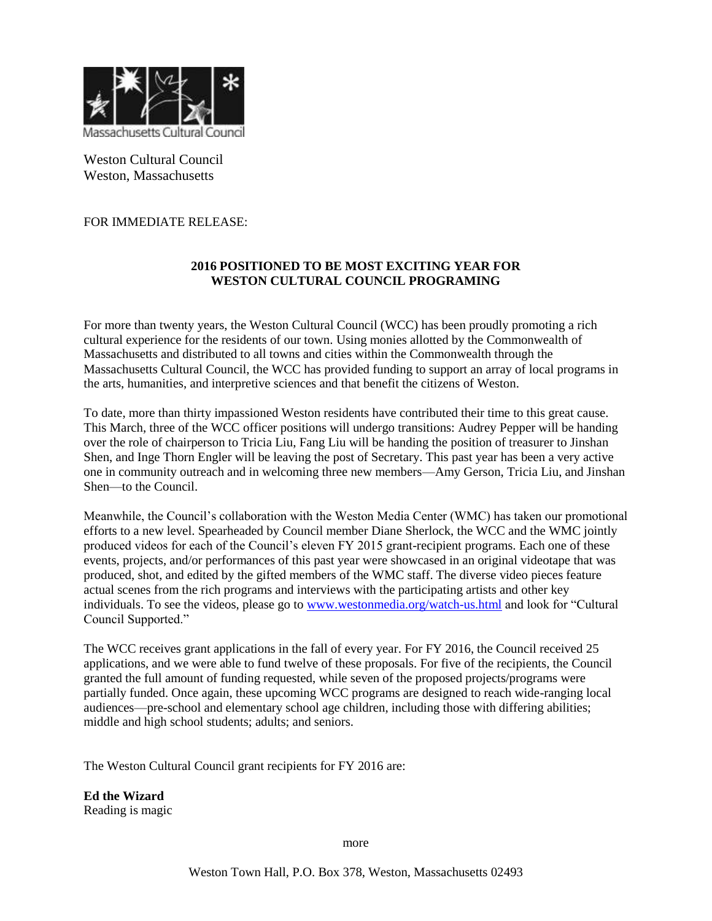Massachusetts Cultural Council

Weston Cultural Council
Weston, Massachusetts

FOR IMMEDIATE RELEASE:

**2016 POSITIONED TO BE MOST EXCITING YEAR FOR WESTON CULTURAL COUNCIL PROGRAMING**

For more than twenty years, the Weston Cultural Council (WCC) has been proudly promoting a rich cultural experience for the residents of our town. Using monies allotted by the Commonwealth of Massachusetts and distributed to all towns and cities within the Commonwealth through the Massachusetts Cultural Council, the WCC has provided funding to support an array of local programs in the arts, humanities, and interpretive sciences and that benefit the citizens of Weston.

To date, more than thirty impassioned Weston residents have contributed their time to this great cause. This March, three of the WCC officer positions will undergo transitions: Audrey Pepper will be handing over the role of chairperson to Tricia Liu, Fang Liu will be handing the position of treasurer to Jinshan Shen, and Inge Thorn Engler will be leaving the post of Secretary. This past year has been a very active one in community outreach and in welcoming three new members—Amy Gerson, Tricia Liu, and Jinshan Shen—to the Council.

Meanwhile, the Council's collaboration with the Weston Media Center (WMC) has taken our promotional efforts to a new level. Spearheaded by Council member Diane Sherlock, the WCC and the WMC jointly produced videos for each of the Council's eleven FY 2015 grant-recipient programs. Each one of these events, projects, and/or performances of this past year were showcased in an original videotape that was produced, shot, and edited by the gifted members of the WMC staff. The diverse video pieces feature actual scenes from the rich programs and interviews with the participating artists and other key individuals. To see the videos, please go to [www.westonmedia.org/watch-us.html](http://www.westonmedia.org/watch-us.html) and look for "Cultural Council Supported."

The WCC receives grant applications in the fall of every year. For FY 2016, the Council received 25 applications, and we were able to fund twelve of these proposals. For five of the recipients, the Council granted the full amount of funding requested, while seven of the proposed projects/programs were partially funded. Once again, these upcoming WCC programs are designed to reach wide-ranging local audiences—pre-school and elementary school age children, including those with differing abilities; middle and high school students; adults; and seniors.

The Weston Cultural Council grant recipients for FY 2016 are:

**Ed the Wizard**
Reading is magic

more

Weston Town Hall, P.O. Box 378, Weston, Massachusetts 02493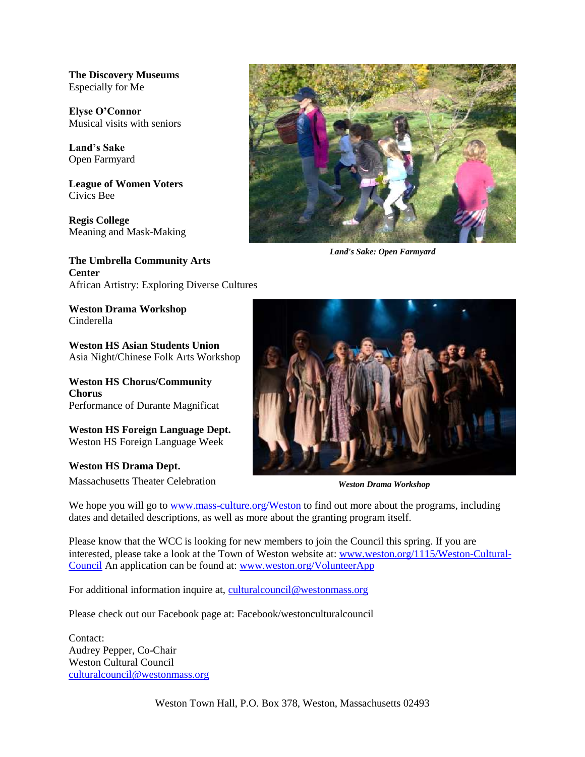**The Discovery Museums**
Especially for Me

**Elyse O'Connor**
Musical visits with seniors

**Land's Sake**
Open Farmyard

**League of Women Voters**
Civics Bee

**Regis College**
Meaning and Mask-Making

***Land's Sake: Open Farmyard***

**The Umbrella Community Arts Center**
African Artistry: Exploring Diverse Cultures

**Weston Drama Workshop**
Cinderella

**Weston HS Asian Students Union**
Asia Night/Chinese Folk Arts Workshop

**Weston HS Chorus/Community Chorus**
Performance of Durante Magnificat

**Weston HS Foreign Language Dept.**
Weston HS Foreign Language Week

**Weston HS Drama Dept.**
Massachusetts Theater Celebration

***Weston Drama Workshop***

We hope you will go to [www.mass-culture.org/Weston](www.mass-culture.org/Weston) to find out more about the programs, including dates and detailed descriptions, as well as more about the granting program itself.

Please know that the WCC is looking for new members to join the Council this spring. If you are interested, please take a look at the Town of Weston website at: [www.weston.org/1115/Weston-Cultural-Council](www.weston.org/1115/Weston-Cultural-Council) An application can be found at: [www.weston.org/VolunteerApp](www.weston.org/VolunteerApp)

For additional information inquire at, [culturalcouncil@westonmass.org](mailto:culturalcouncil@westonmass.org)

Please check out our Facebook page at: Facebook/westonculturalcouncil

Contact:
Audrey Pepper, Co-Chair
Weston Cultural Council
[culturalcouncil@westonmass.org](mailto:culturalcouncil@westonmass.org)

Weston Town Hall, P.O. Box 378, Weston, Massachusetts 02493